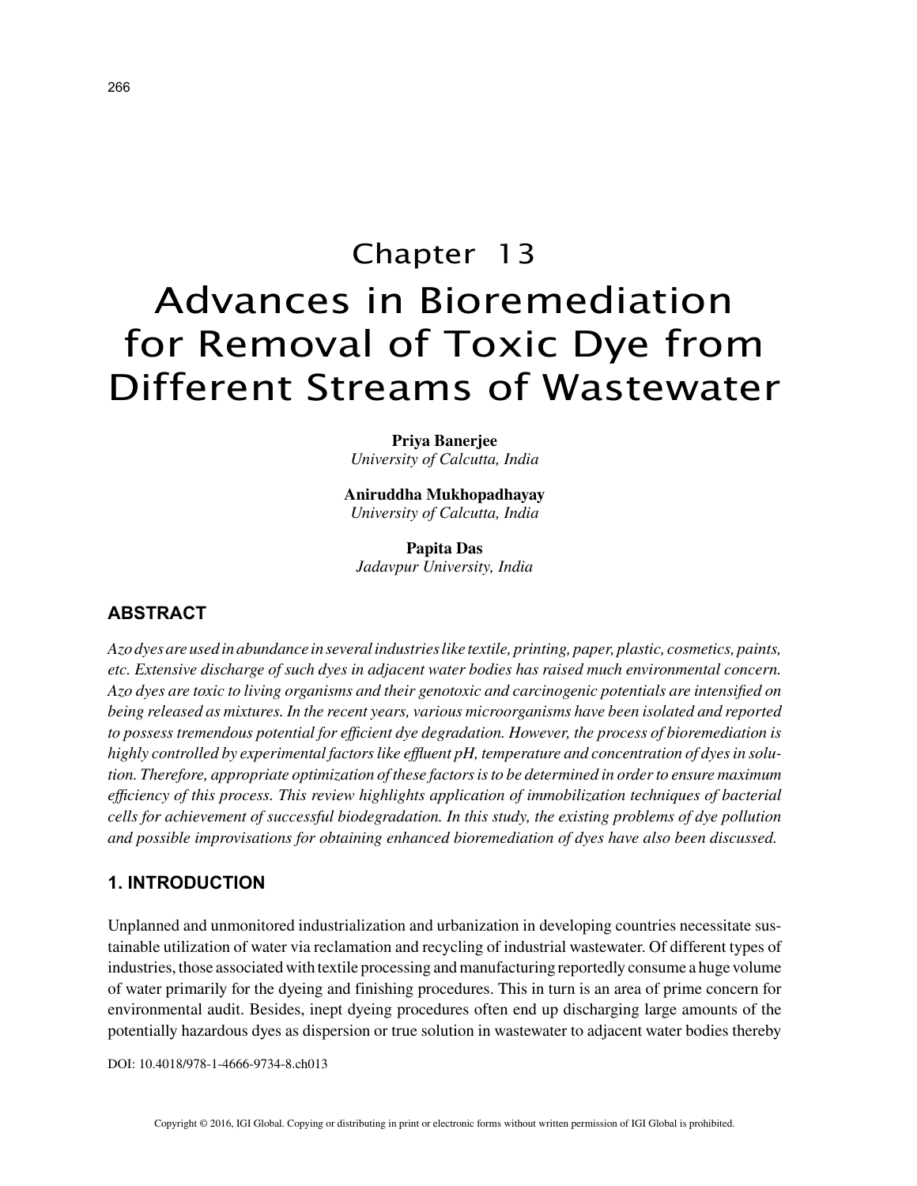# Chapter 13

# Advances in Bioremediation for Removal of Toxic Dye from Different Streams of Wastewater

**Priya Banerjee**
*University of Calcutta, India*

**Aniruddha Mukhopadhayay**
*University of Calcutta, India*

**Papita Das**
*Jadavpur University, India*

## ABSTRACT

*Azo dyes are used in abundance in several industries like textile, printing, paper, plastic, cosmetics, paints, etc. Extensive discharge of such dyes in adjacent water bodies has raised much environmental concern. Azo dyes are toxic to living organisms and their genotoxic and carcinogenic potentials are intensified on being released as mixtures. In the recent years, various microorganisms have been isolated and reported to possess tremendous potential for efficient dye degradation. However, the process of bioremediation is highly controlled by experimental factors like effluent pH, temperature and concentration of dyes in solution. Therefore, appropriate optimization of these factors is to be determined in order to ensure maximum efficiency of this process. This review highlights application of immobilization techniques of bacterial cells for achievement of successful biodegradation. In this study, the existing problems of dye pollution and possible improvisations for obtaining enhanced bioremediation of dyes have also been discussed.*

## 1. INTRODUCTION

Unplanned and unmonitored industrialization and urbanization in developing countries necessitate sustainable utilization of water via reclamation and recycling of industrial wastewater. Of different types of industries, those associated with textile processing and manufacturing reportedly consume a huge volume of water primarily for the dyeing and finishing procedures. This in turn is an area of prime concern for environmental audit. Besides, inept dyeing procedures often end up discharging large amounts of the potentially hazardous dyes as dispersion or true solution in wastewater to adjacent water bodies thereby

DOI: 10.4018/978-1-4666-9734-8.ch013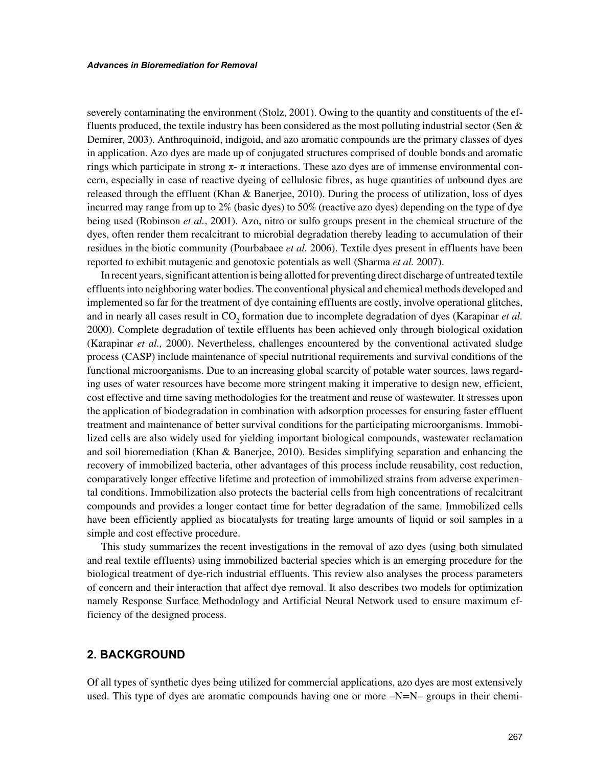severely contaminating the environment (Stolz, 2001). Owing to the quantity and constituents of the effluents produced, the textile industry has been considered as the most polluting industrial sector (Sen & Demirer, 2003). Anthroquinoid, indigoid, and azo aromatic compounds are the primary classes of dyes in application. Azo dyes are made up of conjugated structures comprised of double bonds and aromatic rings which participate in strong π- π interactions. These azo dyes are of immense environmental concern, especially in case of reactive dyeing of cellulosic fibres, as huge quantities of unbound dyes are released through the effluent (Khan & Banerjee, 2010). During the process of utilization, loss of dyes incurred may range from up to 2% (basic dyes) to 50% (reactive azo dyes) depending on the type of dye being used (Robinson *et al.*, 2001). Azo, nitro or sulfo groups present in the chemical structure of the dyes, often render them recalcitrant to microbial degradation thereby leading to accumulation of their residues in the biotic community (Pourbabaee *et al.* 2006). Textile dyes present in effluents have been reported to exhibit mutagenic and genotoxic potentials as well (Sharma *et al.* 2007).

In recent years, significant attention is being allotted for preventing direct discharge of untreated textile effluents into neighboring water bodies. The conventional physical and chemical methods developed and implemented so far for the treatment of dye containing effluents are costly, involve operational glitches, and in nearly all cases result in $CO_2$ formation due to incomplete degradation of dyes (Karapinar *et al.* 2000). Complete degradation of textile effluents has been achieved only through biological oxidation (Karapinar *et al.,* 2000). Nevertheless, challenges encountered by the conventional activated sludge process (CASP) include maintenance of special nutritional requirements and survival conditions of the functional microorganisms. Due to an increasing global scarcity of potable water sources, laws regarding uses of water resources have become more stringent making it imperative to design new, efficient, cost effective and time saving methodologies for the treatment and reuse of wastewater. It stresses upon the application of biodegradation in combination with adsorption processes for ensuring faster effluent treatment and maintenance of better survival conditions for the participating microorganisms. Immobilized cells are also widely used for yielding important biological compounds, wastewater reclamation and soil bioremediation (Khan & Banerjee, 2010). Besides simplifying separation and enhancing the recovery of immobilized bacteria, other advantages of this process include reusability, cost reduction, comparatively longer effective lifetime and protection of immobilized strains from adverse experimental conditions. Immobilization also protects the bacterial cells from high concentrations of recalcitrant compounds and provides a longer contact time for better degradation of the same. Immobilized cells have been efficiently applied as biocatalysts for treating large amounts of liquid or soil samples in a simple and cost effective procedure.

This study summarizes the recent investigations in the removal of azo dyes (using both simulated and real textile effluents) using immobilized bacterial species which is an emerging procedure for the biological treatment of dye-rich industrial effluents. This review also analyses the process parameters of concern and their interaction that affect dye removal. It also describes two models for optimization namely Response Surface Methodology and Artificial Neural Network used to ensure maximum efficiency of the designed process.

## 2. BACKGROUND

Of all types of synthetic dyes being utilized for commercial applications, azo dyes are most extensively used. This type of dyes are aromatic compounds having one or more –N=N– groups in their chemi-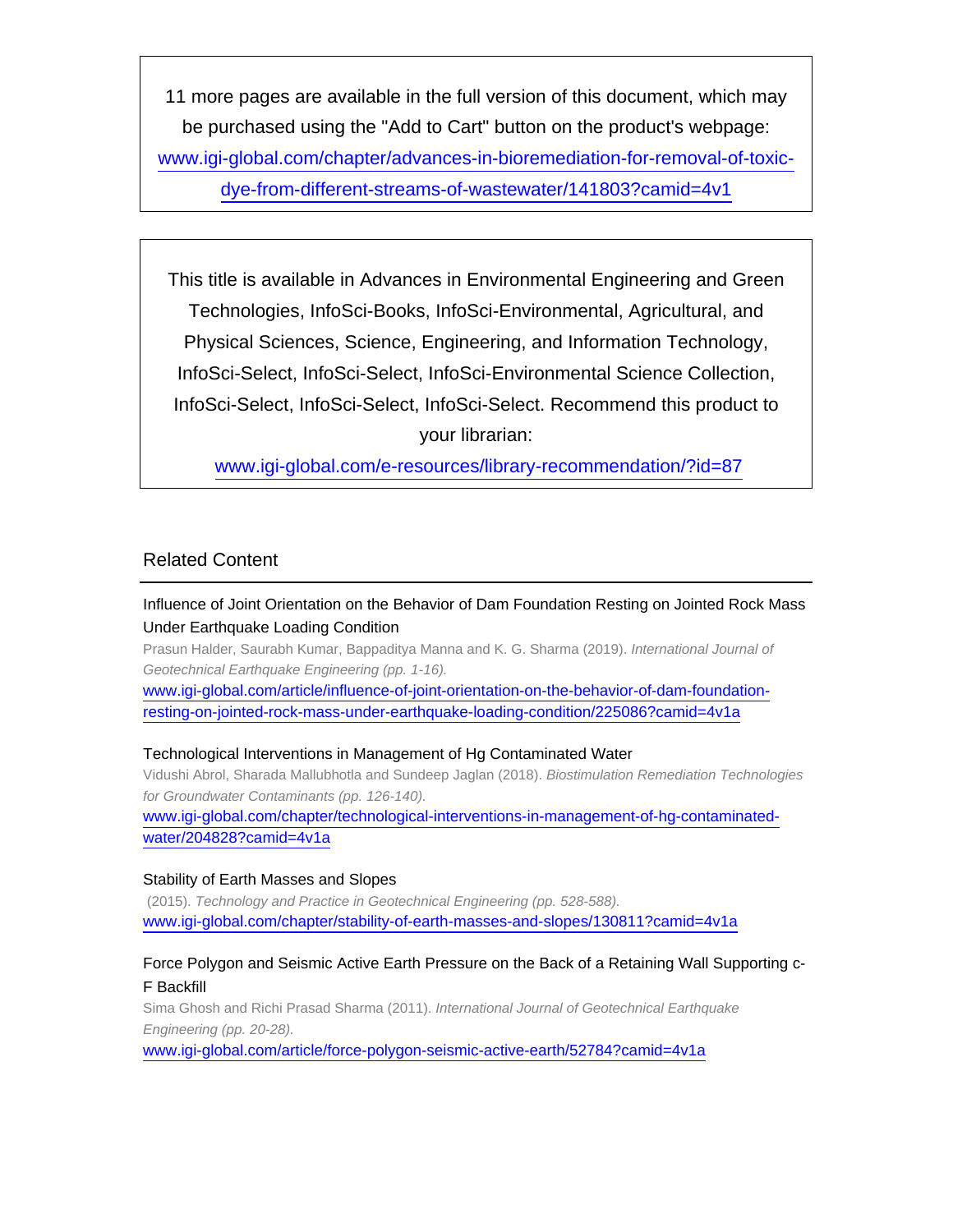11 more pages are available in the full version of this document, which may be purchased using the "Add to Cart" button on the product's webpage:
www.igi-global.com/chapter/advances-in-bioremediation-for-removal-of-toxic-dye-from-different-streams-of-wastewater/141803?camid=4v1

This title is available in Advances in Environmental Engineering and Green Technologies, InfoSci-Books, InfoSci-Environmental, Agricultural, and Physical Sciences, Science, Engineering, and Information Technology, InfoSci-Select, InfoSci-Select, InfoSci-Environmental Science Collection, InfoSci-Select, InfoSci-Select, InfoSci-Select. Recommend this product to your librarian:
www.igi-global.com/e-resources/library-recommendation/?id=87

## Related Content

Influence of Joint Orientation on the Behavior of Dam Foundation Resting on Jointed Rock Mass Under Earthquake Loading Condition
Prasun Halder, Saurabh Kumar, Bappaditya Manna and K. G. Sharma (2019). *International Journal of Geotechnical Earthquake Engineering (pp. 1-16).*
www.igi-global.com/article/influence-of-joint-orientation-on-the-behavior-of-dam-foundation-resting-on-jointed-rock-mass-under-earthquake-loading-condition/225086?camid=4v1a

Technological Interventions in Management of Hg Contaminated Water
Vidushi Abrol, Sharada Mallubhotla and Sundeep Jaglan (2018). *Biostimulation Remediation Technologies for Groundwater Contaminants (pp. 126-140).*
www.igi-global.com/chapter/technological-interventions-in-management-of-hg-contaminated-water/204828?camid=4v1a

Stability of Earth Masses and Slopes
(2015). *Technology and Practice in Geotechnical Engineering (pp. 528-588).*
www.igi-global.com/chapter/stability-of-earth-masses-and-slopes/130811?camid=4v1a

Force Polygon and Seismic Active Earth Pressure on the Back of a Retaining Wall Supporting c-F Backfill
Sima Ghosh and Richi Prasad Sharma (2011). *International Journal of Geotechnical Earthquake Engineering (pp. 20-28).*
www.igi-global.com/article/force-polygon-seismic-active-earth/52784?camid=4v1a